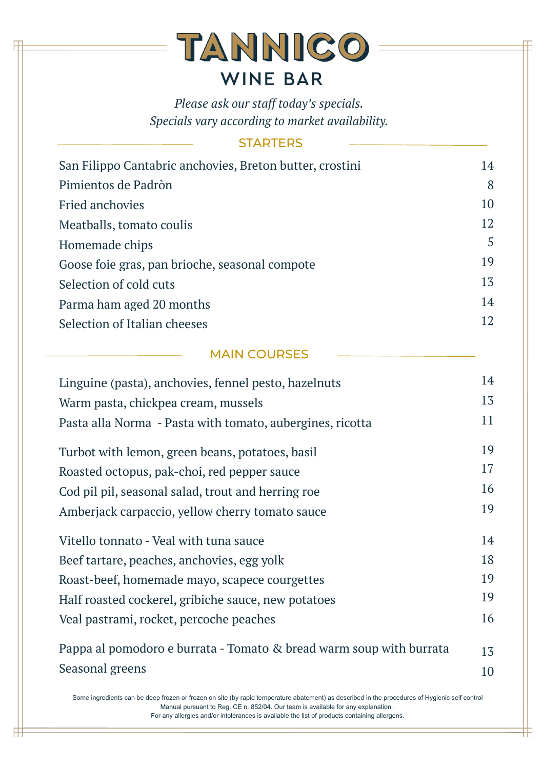# TANNICO

## WINE BAR

*Please ask our staff today's specials.*
*Specials vary according to market availability.*

## STARTERS

| | |
|---|---|
| San Filippo Cantabric anchovies, Breton butter, crostini | 14 |
| Pimientos de Padròn | 8 |
| Fried anchovies | 10 |
| Meatballs, tomato coulis | 12 |
| Homemade chips | 5 |
| Goose foie gras, pan brioche, seasonal compote | 19 |
| Selection of cold cuts | 13 |
| Parma ham aged 20 months | 14 |
| Selection of Italian cheeses | 12 |

## MAIN COURSES

| | |
|---|---|
| Linguine (pasta), anchovies, fennel pesto, hazelnuts | 14 |
| Warm pasta, chickpea cream, mussels | 13 |
| Pasta alla Norma  - Pasta with tomato, aubergines, ricotta | 11 |
| Turbot with lemon, green beans, potatoes, basil | 19 |
| Roasted octopus, pak-choi, red pepper sauce | 17 |
| Cod pil pil, seasonal salad, trout and herring roe | 16 |
| Amberjack carpaccio, yellow cherry tomato sauce | 19 |
| Vitello tonnato - Veal with tuna sauce | 14 |
| Beef tartare, peaches, anchovies, egg yolk | 18 |
| Roast-beef, homemade mayo, scapece courgettes | 19 |
| Half roasted cockerel, gribiche sauce, new potatoes | 19 |
| Veal pastrami, rocket, percoche peaches | 16 |
| Pappa al pomodoro e burrata - Tomato & bread warm soup with burrata | 13 |
| Seasonal greens | 10 |

Some ingredients can be deep frozen or frozen on site (by rapid temperature abatement) as described in the procedures of Hygienic self control Manual pursuant to Reg. CE n. 852/04. Our team is available for any explanation .
For any allergies and/or intolerances is available the list of products containing allergens.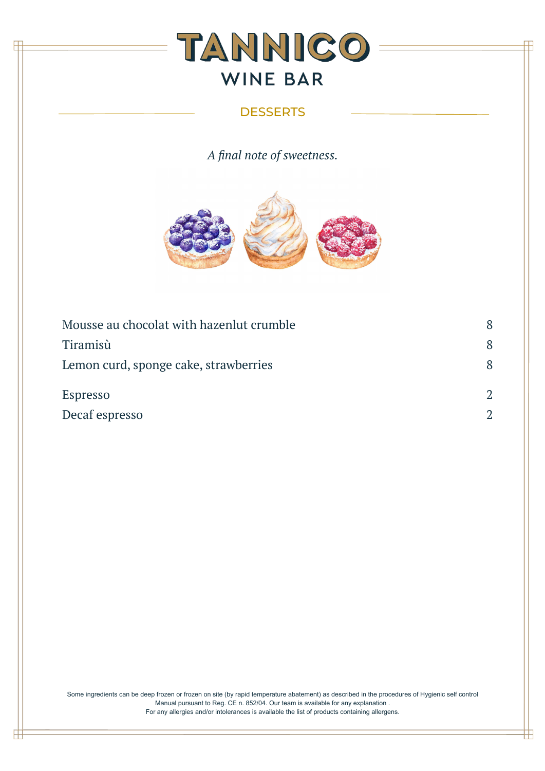# TANNICO

## WINE BAR

### DESSERTS

*A final note of sweetness.*

| | |
|---|---|
| Mousse au chocolat with hazenlut crumble | 8 |
| Tiramisù | 8 |
| Lemon curd, sponge cake, strawberries | 8 |
| Espresso | 2 |
| Decaf espresso | 2 |

Some ingredients can be deep frozen or frozen on site (by rapid temperature abatement) as described in the procedures of Hygienic self control Manual pursuant to Reg. CE n. 852/04. Our team is available for any explanation .
For any allergies and/or intolerances is available the list of products containing allergens.